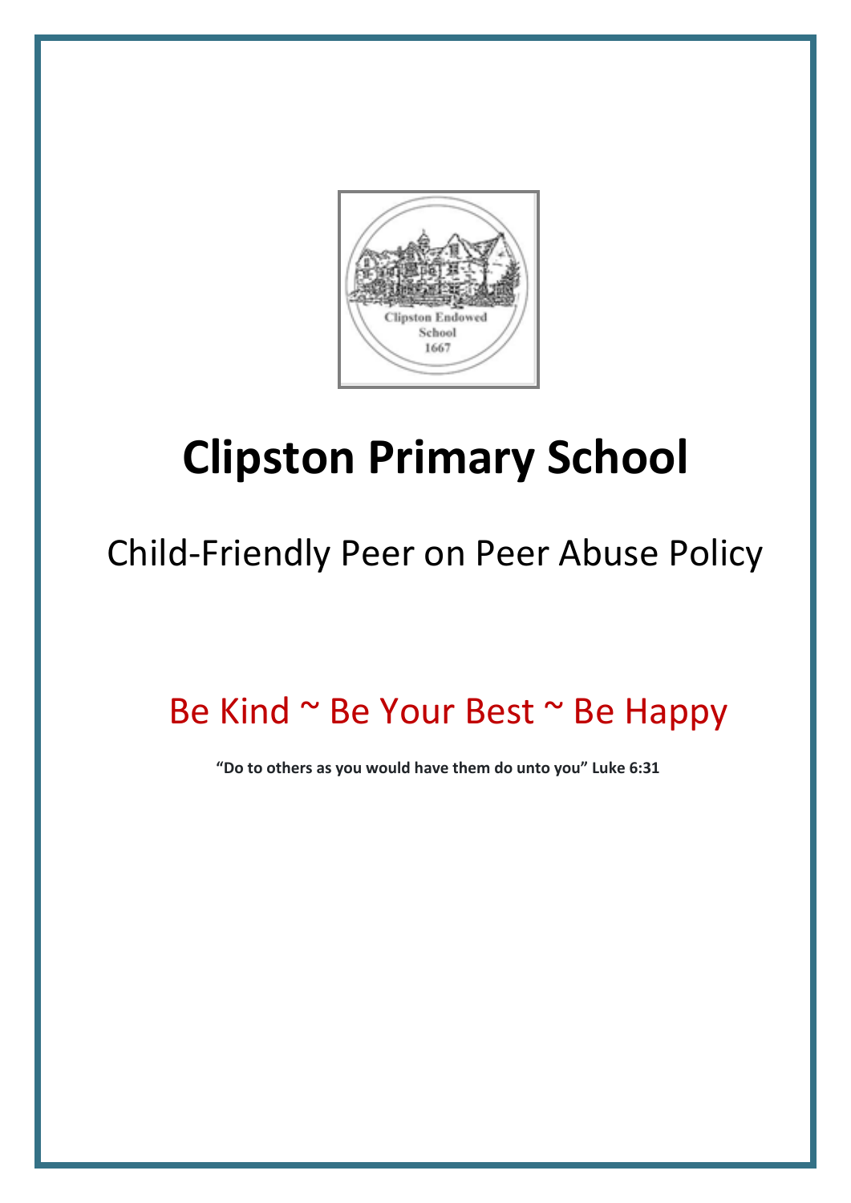# Clipston Primary School

## Child-Friendly Peer on Peer Abuse Policy

Be Kind ~ Be Your Best ~ Be Happy

**"Do to others as you would have them do unto you" Luke 6:31**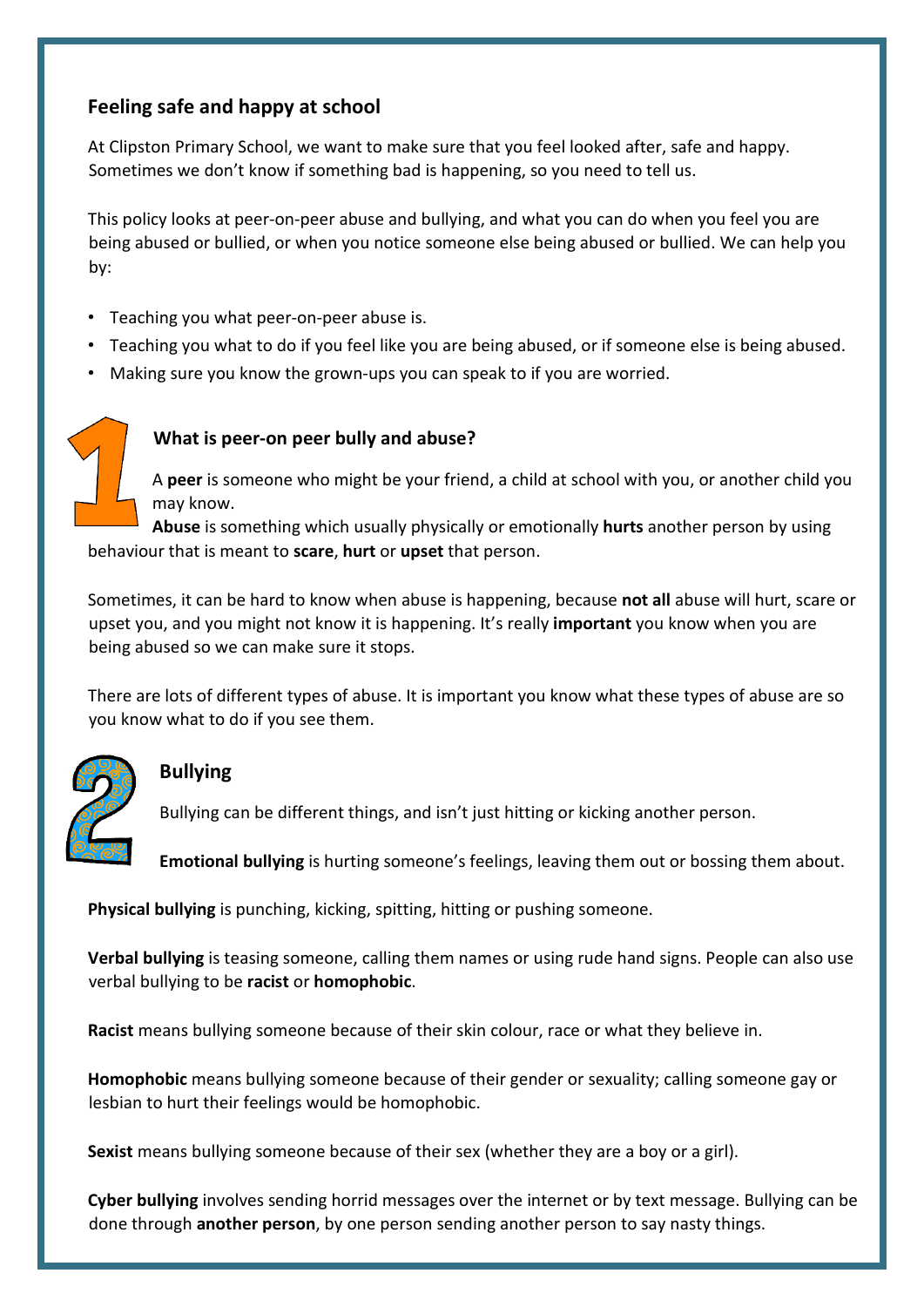## Feeling safe and happy at school

At Clipston Primary School, we want to make sure that you feel looked after, safe and happy. Sometimes we don't know if something bad is happening, so you need to tell us.

This policy looks at peer-on-peer abuse and bullying, and what you can do when you feel you are being abused or bullied, or when you notice someone else being abused or bullied. We can help you by:

- Teaching you what peer-on-peer abuse is.
- Teaching you what to do if you feel like you are being abused, or if someone else is being abused.
- Making sure you know the grown-ups you can speak to if you are worried.

### 1 What is peer-on peer bully and abuse?

A **peer** is someone who might be your friend, a child at school with you, or another child you may know.

**Abuse** is something which usually physically or emotionally **hurts** another person by using behaviour that is meant to **scare**, **hurt** or **upset** that person.

Sometimes, it can be hard to know when abuse is happening, because **not all** abuse will hurt, scare or upset you, and you might not know it is happening. It's really **important** you know when you are being abused so we can make sure it stops.

There are lots of different types of abuse. It is important you know what these types of abuse are so you know what to do if you see them.

### 2 Bullying

Bullying can be different things, and isn't just hitting or kicking another person.

**Emotional bullying** is hurting someone's feelings, leaving them out or bossing them about.

**Physical bullying** is punching, kicking, spitting, hitting or pushing someone.

**Verbal bullying** is teasing someone, calling them names or using rude hand signs. People can also use verbal bullying to be **racist** or **homophobic**.

**Racist** means bullying someone because of their skin colour, race or what they believe in.

**Homophobic** means bullying someone because of their gender or sexuality; calling someone gay or lesbian to hurt their feelings would be homophobic.

**Sexist** means bullying someone because of their sex (whether they are a boy or a girl).

**Cyber bullying** involves sending horrid messages over the internet or by text message. Bullying can be done through **another person**, by one person sending another person to say nasty things.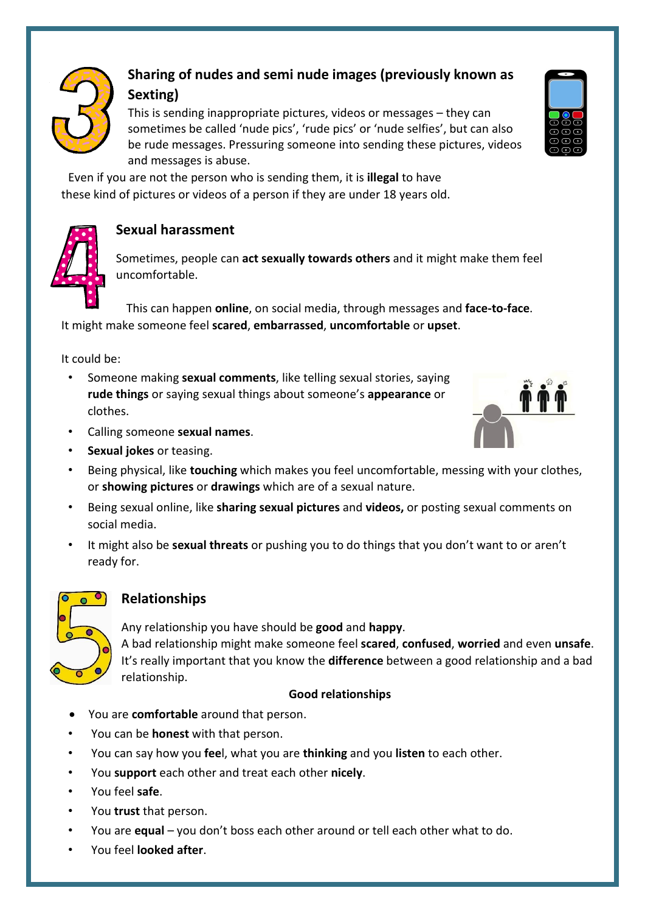## 3. Sharing of nudes and semi nude images (previously known as Sexting)

This is sending inappropriate pictures, videos or messages – they can sometimes be called 'nude pics', 'rude pics' or 'nude selfies', but can also be rude messages. Pressuring someone into sending these pictures, videos and messages is abuse.

Even if you are not the person who is sending them, it is **illegal** to have these kind of pictures or videos of a person if they are under 18 years old.

## 4. Sexual harassment

Sometimes, people can **act sexually towards others** and it might make them feel uncomfortable.

This can happen **online**, on social media, through messages and **face-to-face**. It might make someone feel **scared**, **embarrassed**, **uncomfortable** or **upset**.

It could be:

- Someone making **sexual comments**, like telling sexual stories, saying **rude things** or saying sexual things about someone's **appearance** or clothes.
- Calling someone **sexual names**.
- **Sexual jokes** or teasing.
- Being physical, like **touching** which makes you feel uncomfortable, messing with your clothes, or **showing pictures** or **drawings** which are of a sexual nature.
- Being sexual online, like **sharing sexual pictures** and **videos,** or posting sexual comments on social media.
- It might also be **sexual threats** or pushing you to do things that you don't want to or aren't ready for.

## 5. Relationships

Any relationship you have should be **good** and **happy**.
A bad relationship might make someone feel **scared**, **confused**, **worried** and even **unsafe**. It's really important that you know the **difference** between a good relationship and a bad relationship.

**Good relationships**

- You are **comfortable** around that person.
- You can be **honest** with that person.
- You can say how you **fee**l, what you are **thinking** and you **listen** to each other.
- You **support** each other and treat each other **nicely**.
- You feel **safe**.
- You **trust** that person.
- You are **equal** – you don't boss each other around or tell each other what to do.
- You feel **looked after**.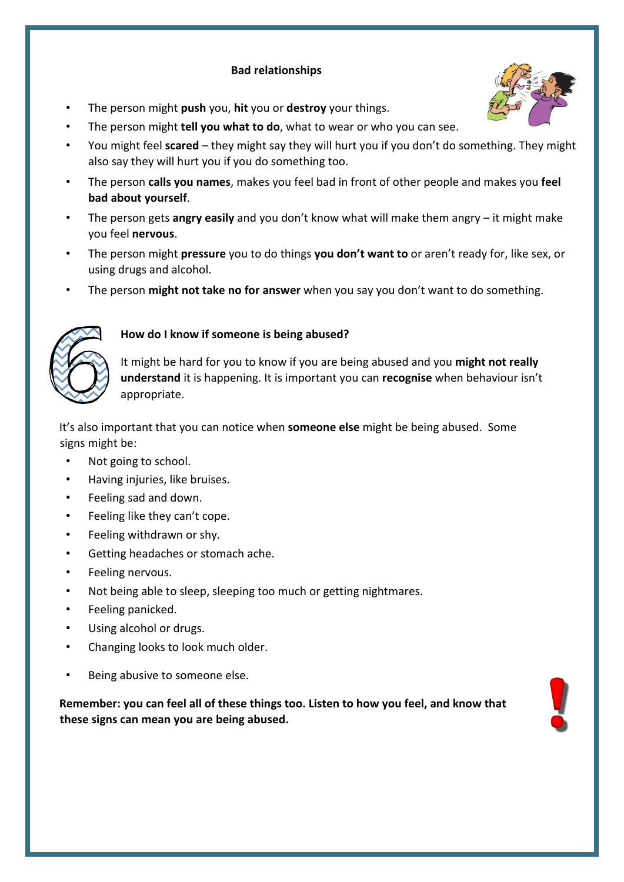## Bad relationships

- The person might **push** you, **hit** you or **destroy** your things.
- The person might **tell you what to do**, what to wear or who you can see.
- You might feel **scared** – they might say they will hurt you if you don't do something. They might also say they will hurt you if you do something too.
- The person **calls you names**, makes you feel bad in front of other people and makes you **feel bad about yourself**.
- The person gets **angry easily** and you don't know what will make them angry – it might make you feel **nervous**.
- The person might **pressure** you to do things **you don't want to** or aren't ready for, like sex, or using drugs and alcohol.
- The person **might not take no for answer** when you say you don't want to do something.

## 6

### How do I know if someone is being abused?

It might be hard for you to know if you are being abused and you **might not really understand** it is happening. It is important you can **recognise** when behaviour isn't appropriate.

It's also important that you can notice when **someone else** might be being abused. Some signs might be:

- Not going to school.
- Having injuries, like bruises.
- Feeling sad and down.
- Feeling like they can't cope.
- Feeling withdrawn or shy.
- Getting headaches or stomach ache.
- Feeling nervous.
- Not being able to sleep, sleeping too much or getting nightmares.
- Feeling panicked.
- Using alcohol or drugs.
- Changing looks to look much older.
- Being abusive to someone else.

**Remember: you can feel all of these things too. Listen to how you feel, and know that these signs can mean you are being abused.**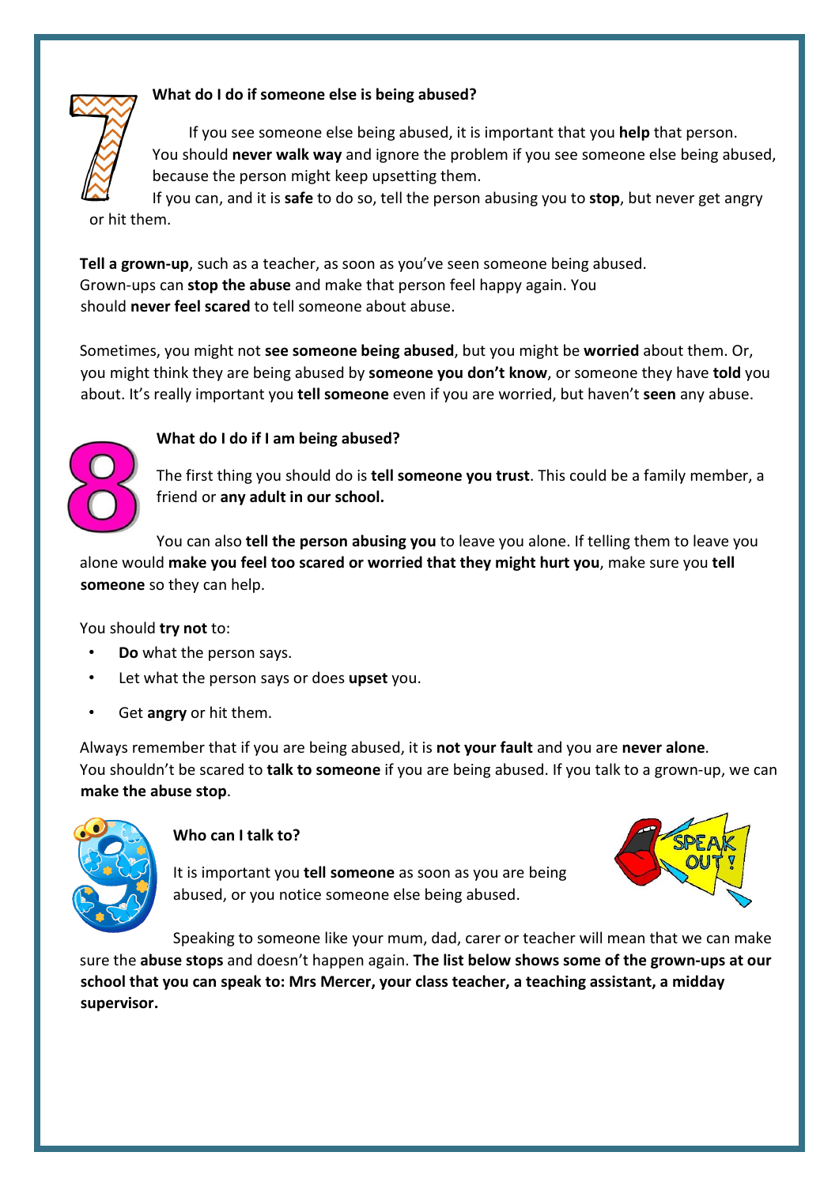## 7. What do I do if someone else is being abused?

If you see someone else being abused, it is important that you **help** that person. You should **never walk way** and ignore the problem if you see someone else being abused, because the person might keep upsetting them.

If you can, and it is **safe** to do so, tell the person abusing you to **stop**, but never get angry or hit them.

**Tell a grown-up**, such as a teacher, as soon as you've seen someone being abused. Grown-ups can **stop the abuse** and make that person feel happy again. You should **never feel scared** to tell someone about abuse.

Sometimes, you might not **see someone being abused**, but you might be **worried** about them. Or, you might think they are being abused by **someone you don't know**, or someone they have **told** you about. It's really important you **tell someone** even if you are worried, but haven't **seen** any abuse.

## 8. What do I do if I am being abused?

The first thing you should do is **tell someone you trust**. This could be a family member, a friend or **any adult in our school.**

You can also **tell the person abusing you** to leave you alone. If telling them to leave you alone would **make you feel too scared or worried that they might hurt you**, make sure you **tell someone** so they can help.

You should **try not** to:

- **Do** what the person says.
- Let what the person says or does **upset** you.
- Get **angry** or hit them.

Always remember that if you are being abused, it is **not your fault** and you are **never alone**. You shouldn't be scared to **talk to someone** if you are being abused. If you talk to a grown-up, we can **make the abuse stop**.

## 9. Who can I talk to?

It is important you **tell someone** as soon as you are being abused, or you notice someone else being abused.

Speaking to someone like your mum, dad, carer or teacher will mean that we can make sure the **abuse stops** and doesn't happen again. **The list below shows some of the grown-ups at our school that you can speak to: Mrs Mercer, your class teacher, a teaching assistant, a midday supervisor.**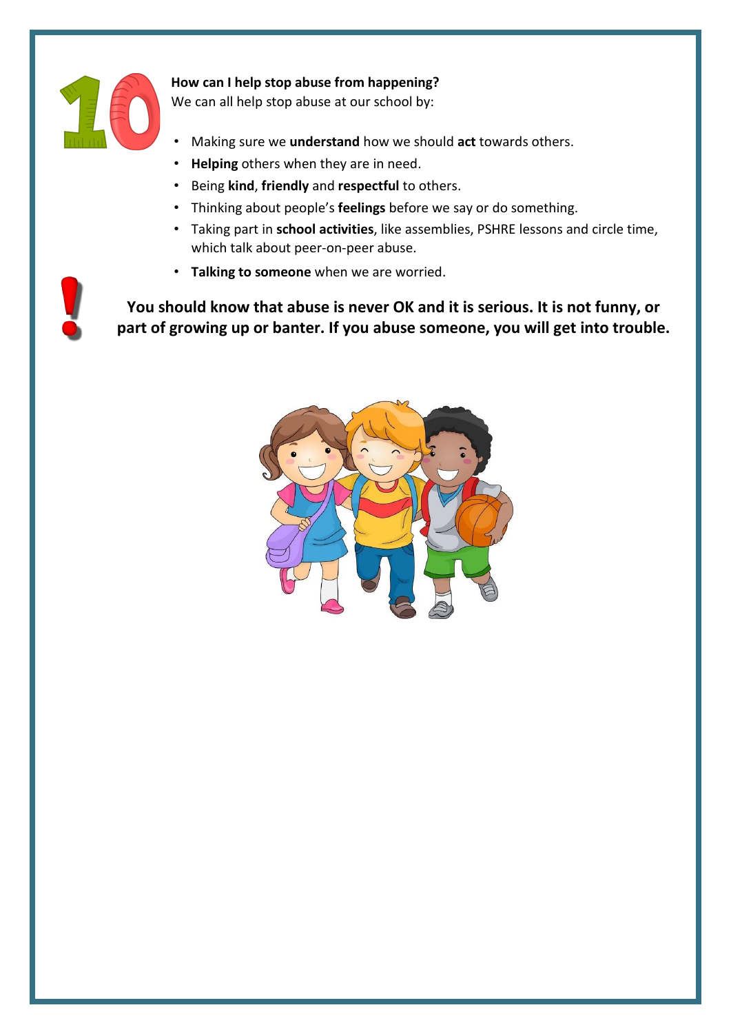10

**How can I help stop abuse from happening?**
We can all help stop abuse at our school by:

- Making sure we **understand** how we should **act** towards others.
- **Helping** others when they are in need.
- Being **kind**, **friendly** and **respectful** to others.
- Thinking about people's **feelings** before we say or do something.
- Taking part in **school activities**, like assemblies, PSHRE lessons and circle time, which talk about peer-on-peer abuse.
- **Talking to someone** when we are worried.

**You should know that abuse is never OK and it is serious. It is not funny, or part of growing up or banter. If you abuse someone, you will get into trouble.**